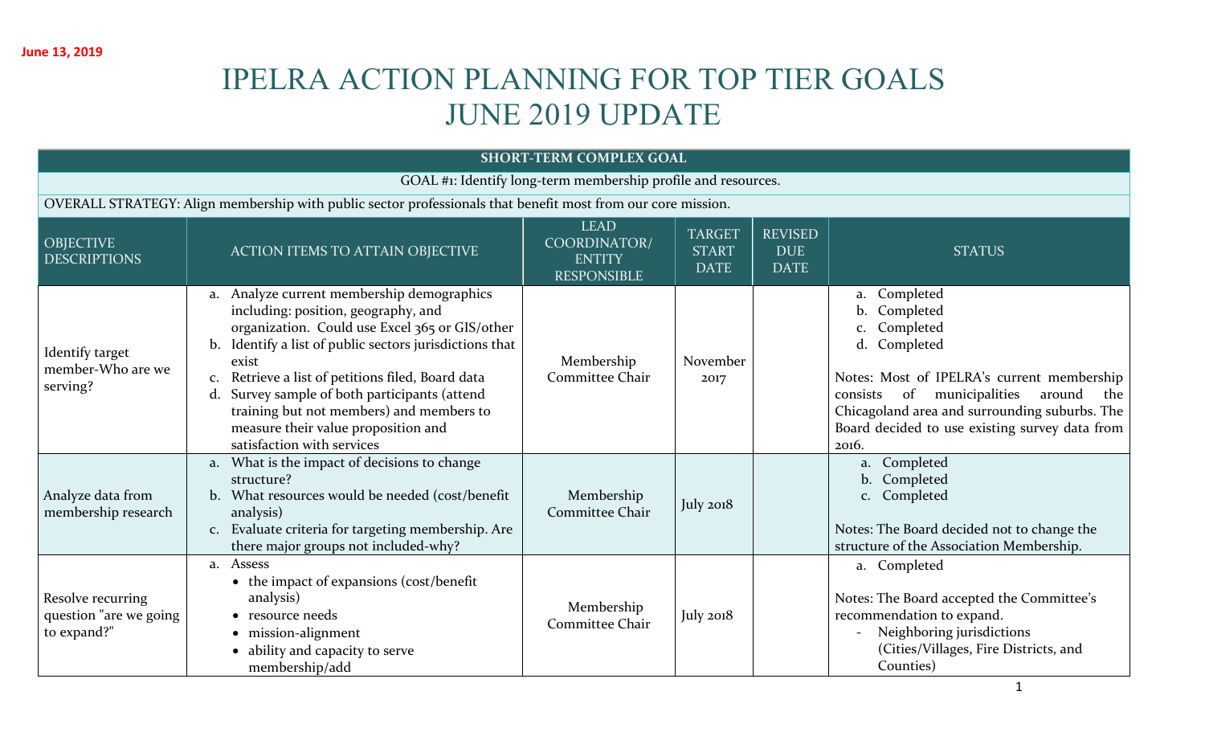June 13, 2019

# IPELRA ACTION PLANNING FOR TOP TIER GOALS
# JUNE 2019 UPDATE

| SHORT-TERM COMPLEX GOAL | | | | | |
|---|---|---|---|---|---|
| GOAL #1: Identify long-term membership profile and resources. | | | | | |
| OVERALL STRATEGY: Align membership with public sector professionals that benefit most from our core mission. | | | | | |
| OBJECTIVE DESCRIPTIONS | ACTION ITEMS TO ATTAIN OBJECTIVE | LEAD COORDINATOR/ ENTITY RESPONSIBLE | TARGET START DATE | REVISED DUE DATE | STATUS |
| Identify target member-Who are we serving? | a. Analyze current membership demographics including: position, geography, and organization. Could use Excel 365 or GIS/other<br>b. Identify a list of public sectors jurisdictions that exist<br>c. Retrieve a list of petitions filed, Board data<br>d. Survey sample of both participants (attend training but not members) and members to measure their value proposition and satisfaction with services | Membership Committee Chair | November 2017 | | a. Completed<br>b. Completed<br>c. Completed<br>d. Completed<br><br>Notes: Most of IPELRA's current membership consists of municipalities around the Chicagoland area and surrounding suburbs. The Board decided to use existing survey data from 2016. |
| Analyze data from membership research | a. What is the impact of decisions to change structure?<br>b. What resources would be needed (cost/benefit analysis)<br>c. Evaluate criteria for targeting membership. Are there major groups not included-why? | Membership Committee Chair | July 2018 | | a. Completed<br>b. Completed<br>c. Completed<br><br>Notes: The Board decided not to change the structure of the Association Membership. |
| Resolve recurring question "are we going to expand?" | a. Assess<br>• the impact of expansions (cost/benefit analysis)<br>• resource needs<br>• mission-alignment<br>• ability and capacity to serve membership/add | Membership Committee Chair | July 2018 | | a. Completed<br><br>Notes: The Board accepted the Committee's recommendation to expand.<br>- Neighboring jurisdictions (Cities/Villages, Fire Districts, and Counties) |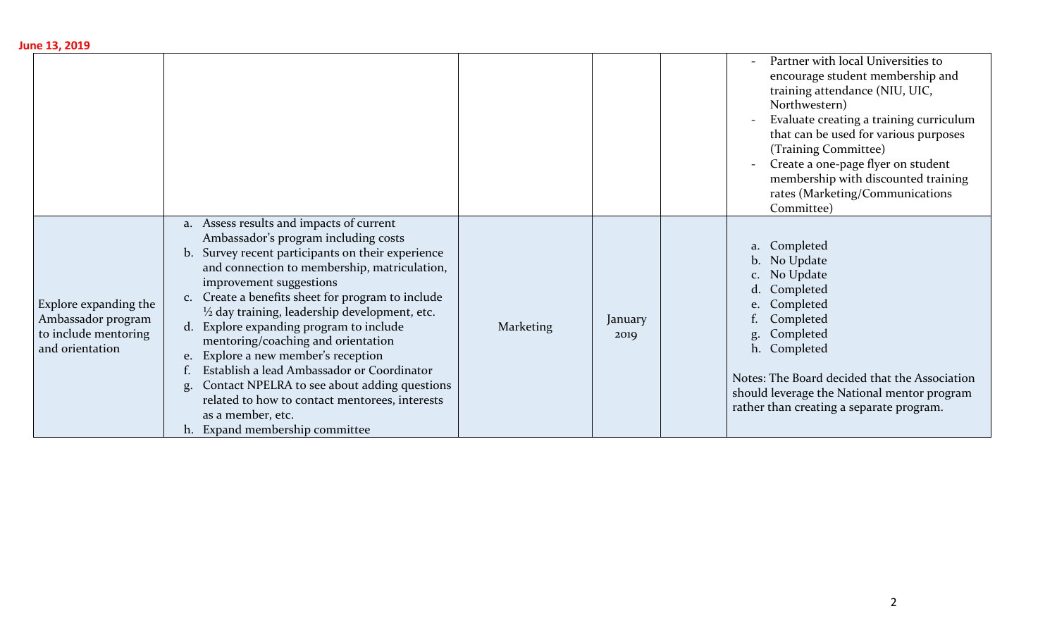June 13, 2019

| | | | | | |
|---|---|---|---|---|---|
| | | | | | - Partner with local Universities to encourage student membership and training attendance (NIU, UIC, Northwestern)<br>- Evaluate creating a training curriculum that can be used for various purposes (Training Committee)<br>- Create a one-page flyer on student membership with discounted training rates (Marketing/Communications Committee) |
| Explore expanding the Ambassador program to include mentoring and orientation | a. Assess results and impacts of current Ambassador's program including costs<br>b. Survey recent participants on their experience and connection to membership, matriculation, improvement suggestions<br>c. Create a benefits sheet for program to include ½ day training, leadership development, etc.<br>d. Explore expanding program to include mentoring/coaching and orientation<br>e. Explore a new member's reception<br>f. Establish a lead Ambassador or Coordinator<br>g. Contact NPELRA to see about adding questions related to how to contact mentorees, interests as a member, etc.<br>h. Expand membership committee | Marketing | January 2019 | | a. Completed<br>b. No Update<br>c. No Update<br>d. Completed<br>e. Completed<br>f. Completed<br>g. Completed<br>h. Completed<br><br>Notes: The Board decided that the Association should leverage the National mentor program rather than creating a separate program. |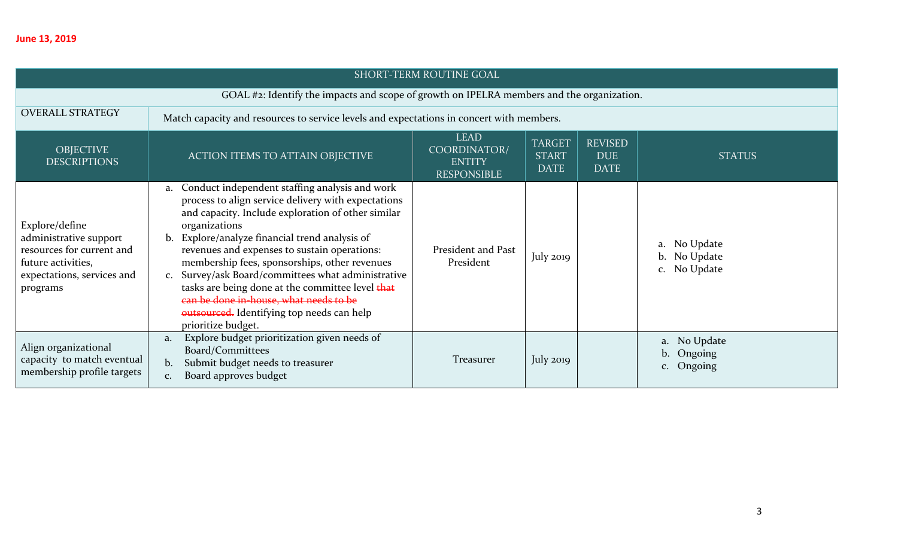**June 13, 2019**

| SHORT-TERM ROUTINE GOAL | | | | | |
|---|---|---|---|---|---|
| GOAL #2: Identify the impacts and scope of growth on IPELRA members and the organization. | | | | | |
| OVERALL STRATEGY | Match capacity and resources to service levels and expectations in concert with members. | | | | |
| OBJECTIVE DESCRIPTIONS | ACTION ITEMS TO ATTAIN OBJECTIVE | LEAD COORDINATOR/ ENTITY RESPONSIBLE | TARGET START DATE | REVISED DUE DATE | STATUS |
| Explore/define administrative support resources for current and future activities, expectations, services and programs | a. Conduct independent staffing analysis and work process to align service delivery with expectations and capacity. Include exploration of other similar organizations<br>b. Explore/analyze financial trend analysis of revenues and expenses to sustain operations: membership fees, sponsorships, other revenues<br>c. Survey/ask Board/committees what administrative tasks are being done at the committee level ~~that can be done in-house, what needs to be outsourced~~. Identifying top needs can help prioritize budget. | President and Past President | July 2019 | | a. No Update<br>b. No Update<br>c. No Update |
| Align organizational capacity to match eventual membership profile targets | a. Explore budget prioritization given needs of Board/Committees<br>b. Submit budget needs to treasurer<br>c. Board approves budget | Treasurer | July 2019 | | a. No Update<br>b. Ongoing<br>c. Ongoing |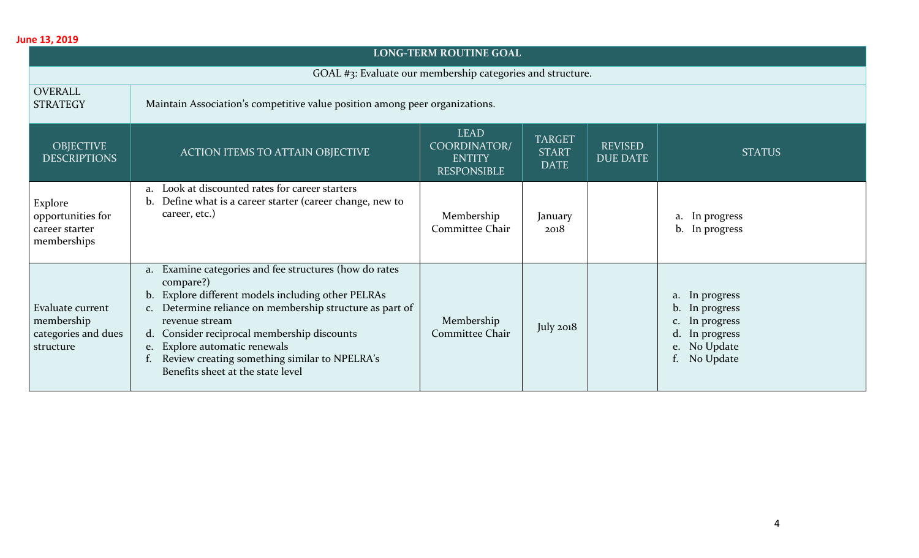June 13, 2019

| LONG-TERM ROUTINE GOAL | | | | | |
|---|---|---|---|---|---|
| GOAL #3: Evaluate our membership categories and structure. | | | | | |
| OVERALL STRATEGY | Maintain Association's competitive value position among peer organizations. | | | | |
| OBJECTIVE DESCRIPTIONS | ACTION ITEMS TO ATTAIN OBJECTIVE | LEAD COORDINATOR/ ENTITY RESPONSIBLE | TARGET START DATE | REVISED DUE DATE | STATUS |
| Explore opportunities for career starter memberships | a. Look at discounted rates for career starters<br>b. Define what is a career starter (career change, new to career, etc.) | Membership Committee Chair | January 2018 | | a. In progress<br>b. In progress |
| Evaluate current membership categories and dues structure | a. Examine categories and fee structures (how do rates compare?)<br>b. Explore different models including other PELRAs<br>c. Determine reliance on membership structure as part of revenue stream<br>d. Consider reciprocal membership discounts<br>e. Explore automatic renewals<br>f. Review creating something similar to NPELRA's Benefits sheet at the state level | Membership Committee Chair | July 2018 | | a. In progress<br>b. In progress<br>c. In progress<br>d. In progress<br>e. No Update<br>f. No Update |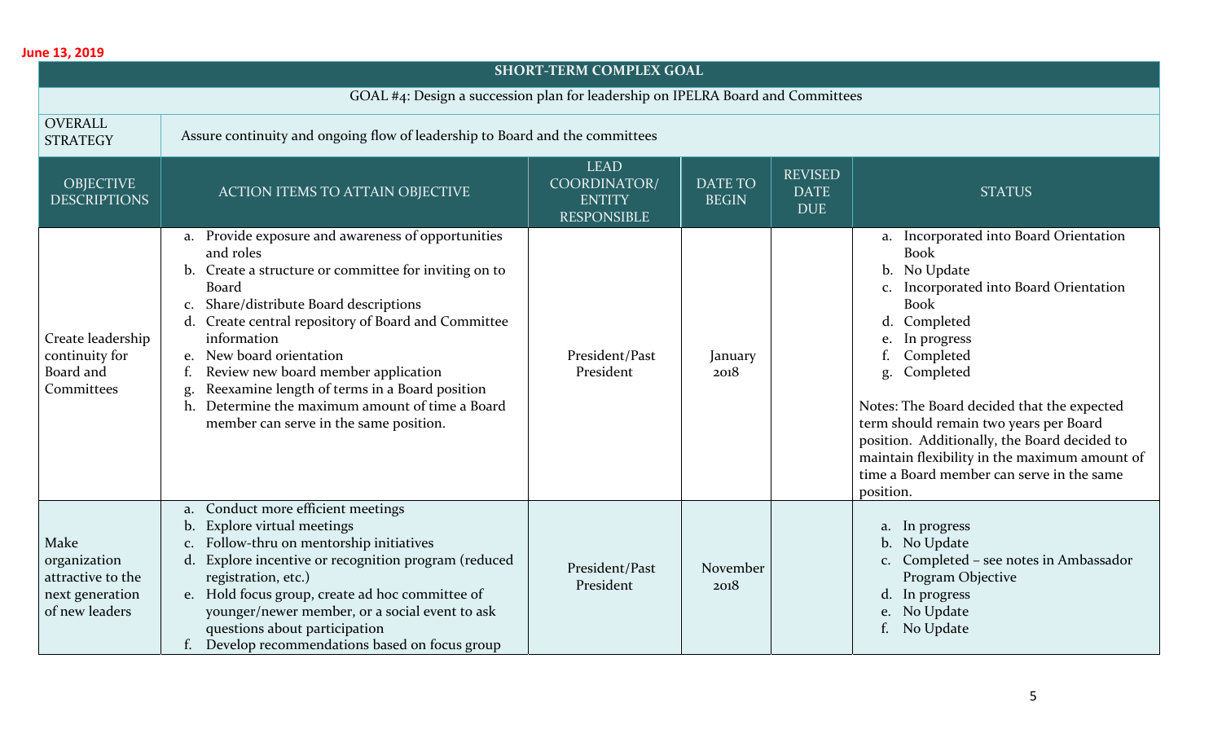June 13, 2019

| SHORT-TERM COMPLEX GOAL | | | | | |
|---|---|---|---|---|---|
| GOAL #4: Design a succession plan for leadership on IPELRA Board and Committees | | | | | |
| OVERALL STRATEGY | Assure continuity and ongoing flow of leadership to Board and the committees | | | | |
| OBJECTIVE DESCRIPTIONS | ACTION ITEMS TO ATTAIN OBJECTIVE | LEAD COORDINATOR/ ENTITY RESPONSIBLE | DATE TO BEGIN | REVISED DATE DUE | STATUS |
| Create leadership continuity for Board and Committees | a. Provide exposure and awareness of opportunities and roles<br>b. Create a structure or committee for inviting on to Board<br>c. Share/distribute Board descriptions<br>d. Create central repository of Board and Committee information<br>e. New board orientation<br>f. Review new board member application<br>g. Reexamine length of terms in a Board position<br>h. Determine the maximum amount of time a Board member can serve in the same position. | President/Past President | January 2018 | | a. Incorporated into Board Orientation Book<br>b. No Update<br>c. Incorporated into Board Orientation Book<br>d. Completed<br>e. In progress<br>f. Completed<br>g. Completed<br><br>Notes: The Board decided that the expected term should remain two years per Board position. Additionally, the Board decided to maintain flexibility in the maximum amount of time a Board member can serve in the same position. |
| Make organization attractive to the next generation of new leaders | a. Conduct more efficient meetings<br>b. Explore virtual meetings<br>c. Follow-thru on mentorship initiatives<br>d. Explore incentive or recognition program (reduced registration, etc.)<br>e. Hold focus group, create ad hoc committee of younger/newer member, or a social event to ask questions about participation<br>f. Develop recommendations based on focus group | President/Past President | November 2018 | | a. In progress<br>b. No Update<br>c. Completed – see notes in Ambassador Program Objective<br>d. In progress<br>e. No Update<br>f. No Update |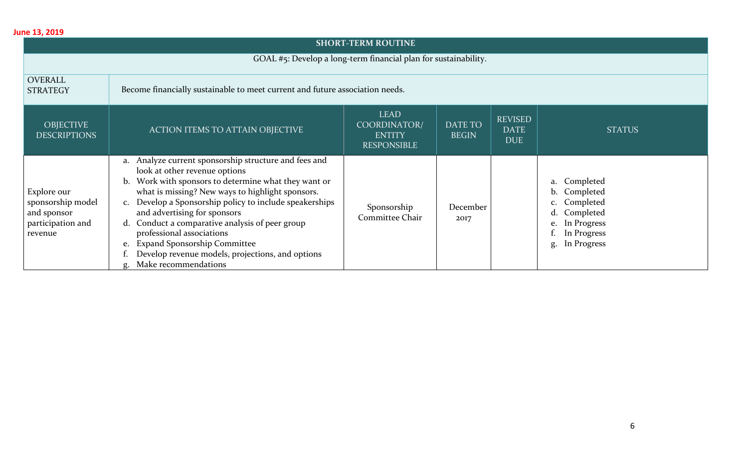June 13, 2019

| SHORT-TERM ROUTINE | | | | | |
|---|---|---|---|---|---|
| GOAL #5: Develop a long-term financial plan for sustainability. | | | | | |
| OVERALL STRATEGY | Become financially sustainable to meet current and future association needs. | | | | |
| OBJECTIVE DESCRIPTIONS | ACTION ITEMS TO ATTAIN OBJECTIVE | LEAD COORDINATOR/ ENTITY RESPONSIBLE | DATE TO BEGIN | REVISED DATE DUE | STATUS |
| Explore our sponsorship model and sponsor participation and revenue | a. Analyze current sponsorship structure and fees and look at other revenue options<br>b. Work with sponsors to determine what they want or what is missing? New ways to highlight sponsors.<br>c. Develop a Sponsorship policy to include speakerships and advertising for sponsors<br>d. Conduct a comparative analysis of peer group professional associations<br>e. Expand Sponsorship Committee<br>f. Develop revenue models, projections, and options<br>g. Make recommendations | Sponsorship Committee Chair | December 2017 | | a. Completed<br>b. Completed<br>c. Completed<br>d. Completed<br>e. In Progress<br>f. In Progress<br>g. In Progress |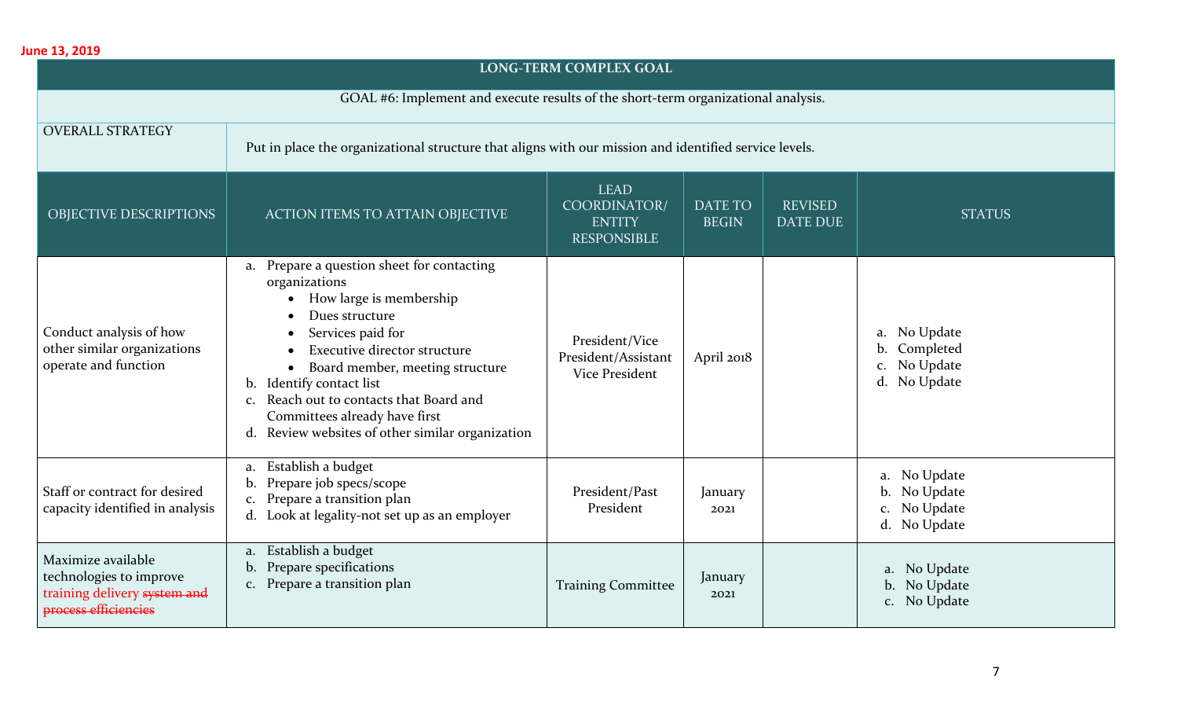June 13, 2019

| LONG-TERM COMPLEX GOAL | | | | | |
|---|---|---|---|---|---|
| GOAL #6: Implement and execute results of the short-term organizational analysis. | | | | | |
| OVERALL STRATEGY | Put in place the organizational structure that aligns with our mission and identified service levels. | | | | |
| OBJECTIVE DESCRIPTIONS | ACTION ITEMS TO ATTAIN OBJECTIVE | LEAD COORDINATOR/ ENTITY RESPONSIBLE | DATE TO BEGIN | REVISED DATE DUE | STATUS |
| Conduct analysis of how other similar organizations operate and function | a. Prepare a question sheet for contacting organizations<br>• How large is membership<br>• Dues structure<br>• Services paid for<br>• Executive director structure<br>• Board member, meeting structure<br>b. Identify contact list<br>c. Reach out to contacts that Board and Committees already have first<br>d. Review websites of other similar organization | President/Vice President/Assistant Vice President | April 2018 | | a. No Update<br>b. Completed<br>c. No Update<br>d. No Update |
| Staff or contract for desired capacity identified in analysis | a. Establish a budget<br>b. Prepare job specs/scope<br>c. Prepare a transition plan<br>d. Look at legality-not set up as an employer | President/Past President | January 2021 | | a. No Update<br>b. No Update<br>c. No Update<br>d. No Update |
| Maximize available technologies to improve training delivery ~~system and process efficiencies~~ | a. Establish a budget<br>b. Prepare specifications<br>c. Prepare a transition plan | Training Committee | January 2021 | | a. No Update<br>b. No Update<br>c. No Update |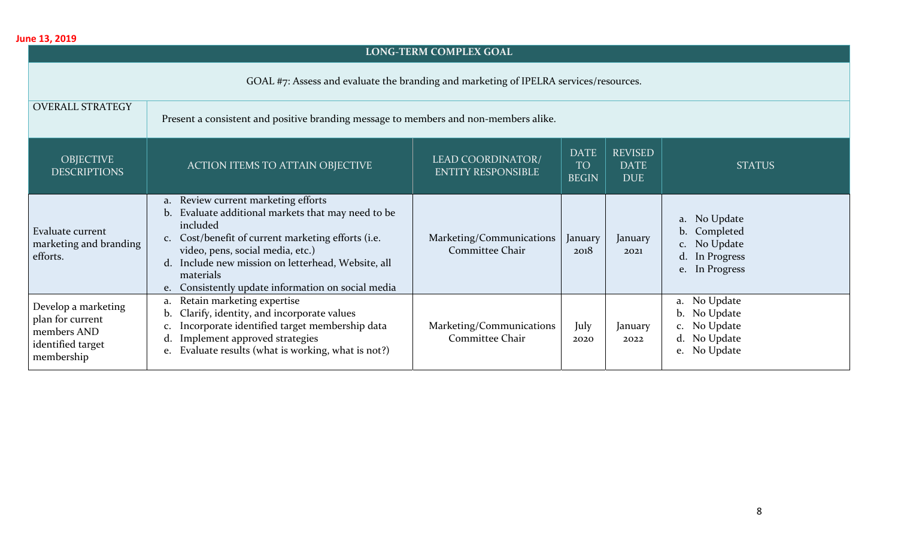June 13, 2019

| LONG-TERM COMPLEX GOAL | | | | | |
|---|---|---|---|---|---|
| GOAL #7: Assess and evaluate the branding and marketing of IPELRA services/resources. | | | | | |
| OVERALL STRATEGY | Present a consistent and positive branding message to members and non-members alike. | | | | |
| OBJECTIVE DESCRIPTIONS | ACTION ITEMS TO ATTAIN OBJECTIVE | LEAD COORDINATOR/ ENTITY RESPONSIBLE | DATE TO BEGIN | REVISED DATE DUE | STATUS |
| Evaluate current marketing and branding efforts. | a. Review current marketing efforts<br>b. Evaluate additional markets that may need to be included<br>c. Cost/benefit of current marketing efforts (i.e. video, pens, social media, etc.)<br>d. Include new mission on letterhead, Website, all materials<br>e. Consistently update information on social media | Marketing/Communications Committee Chair | January 2018 | January 2021 | a. No Update<br>b. Completed<br>c. No Update<br>d. In Progress<br>e. In Progress |
| Develop a marketing plan for current members AND identified target membership | a. Retain marketing expertise<br>b. Clarify, identity, and incorporate values<br>c. Incorporate identified target membership data<br>d. Implement approved strategies<br>e. Evaluate results (what is working, what is not?) | Marketing/Communications Committee Chair | July 2020 | January 2022 | a. No Update<br>b. No Update<br>c. No Update<br>d. No Update<br>e. No Update |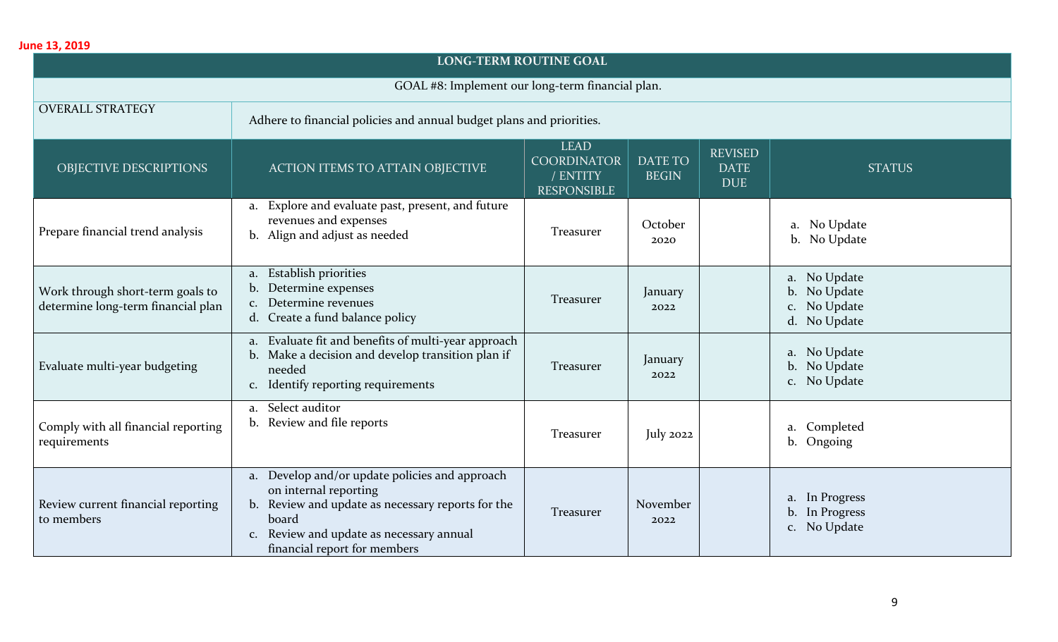June 13, 2019

| LONG-TERM ROUTINE GOAL | | | | | |
|---|---|---|---|---|---|
| GOAL #8: Implement our long-term financial plan. | | | | | |
| OVERALL STRATEGY | Adhere to financial policies and annual budget plans and priorities. | | | | |
| OBJECTIVE DESCRIPTIONS | ACTION ITEMS TO ATTAIN OBJECTIVE | LEAD COORDINATOR / ENTITY RESPONSIBLE | DATE TO BEGIN | REVISED DATE DUE | STATUS |
| Prepare financial trend analysis | a. Explore and evaluate past, present, and future revenues and expenses<br>b. Align and adjust as needed | Treasurer | October 2020 | | a. No Update<br>b. No Update |
| Work through short-term goals to determine long-term financial plan | a. Establish priorities<br>b. Determine expenses<br>c. Determine revenues<br>d. Create a fund balance policy | Treasurer | January 2022 | | a. No Update<br>b. No Update<br>c. No Update<br>d. No Update |
| Evaluate multi-year budgeting | a. Evaluate fit and benefits of multi-year approach<br>b. Make a decision and develop transition plan if needed<br>c. Identify reporting requirements | Treasurer | January 2022 | | a. No Update<br>b. No Update<br>c. No Update |
| Comply with all financial reporting requirements | a. Select auditor<br>b. Review and file reports | Treasurer | July 2022 | | a. Completed<br>b. Ongoing |
| Review current financial reporting to members | a. Develop and/or update policies and approach on internal reporting<br>b. Review and update as necessary reports for the board<br>c. Review and update as necessary annual financial report for members | Treasurer | November 2022 | | a. In Progress<br>b. In Progress<br>c. No Update |